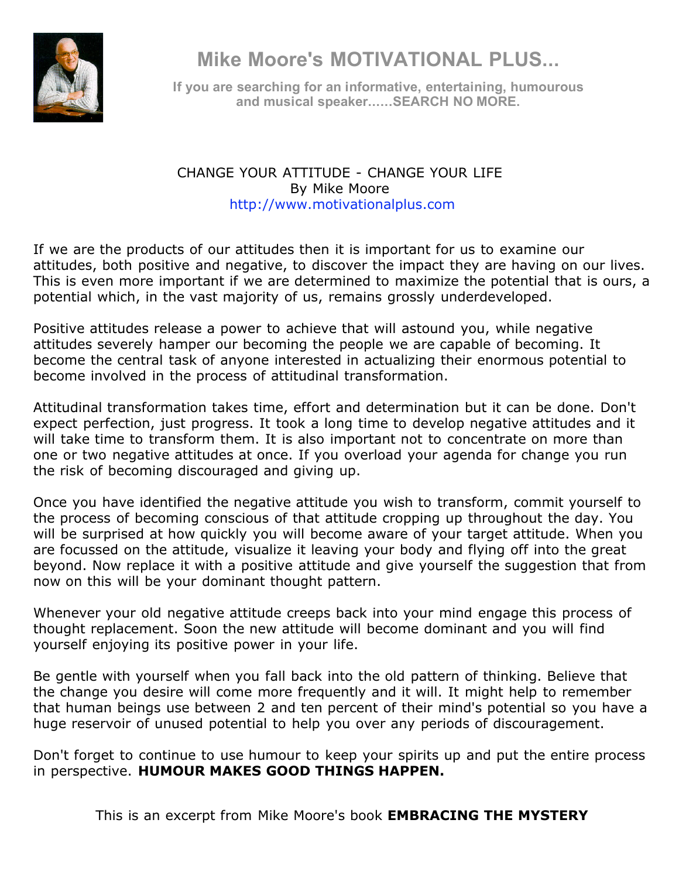# Mike Moore's MOTIVATIONAL PLUS...

**If you are searching for an informative, entertaining, humourous and musical speaker......SEARCH NO MORE.**

## CHANGE YOUR ATTITUDE - CHANGE YOUR LIFE

By Mike Moore
http://www.motivationalplus.com

If we are the products of our attitudes then it is important for us to examine our attitudes, both positive and negative, to discover the impact they are having on our lives. This is even more important if we are determined to maximize the potential that is ours, a potential which, in the vast majority of us, remains grossly underdeveloped.

Positive attitudes release a power to achieve that will astound you, while negative attitudes severely hamper our becoming the people we are capable of becoming. It become the central task of anyone interested in actualizing their enormous potential to become involved in the process of attitudinal transformation.

Attitudinal transformation takes time, effort and determination but it can be done. Don't expect perfection, just progress. It took a long time to develop negative attitudes and it will take time to transform them. It is also important not to concentrate on more than one or two negative attitudes at once. If you overload your agenda for change you run the risk of becoming discouraged and giving up.

Once you have identified the negative attitude you wish to transform, commit yourself to the process of becoming conscious of that attitude cropping up throughout the day. You will be surprised at how quickly you will become aware of your target attitude. When you are focussed on the attitude, visualize it leaving your body and flying off into the great beyond. Now replace it with a positive attitude and give yourself the suggestion that from now on this will be your dominant thought pattern.

Whenever your old negative attitude creeps back into your mind engage this process of thought replacement. Soon the new attitude will become dominant and you will find yourself enjoying its positive power in your life.

Be gentle with yourself when you fall back into the old pattern of thinking. Believe that the change you desire will come more frequently and it will. It might help to remember that human beings use between 2 and ten percent of their mind's potential so you have a huge reservoir of unused potential to help you over any periods of discouragement.

Don't forget to continue to use humour to keep your spirits up and put the entire process in perspective. **HUMOUR MAKES GOOD THINGS HAPPEN.**

This is an excerpt from Mike Moore's book **EMBRACING THE MYSTERY**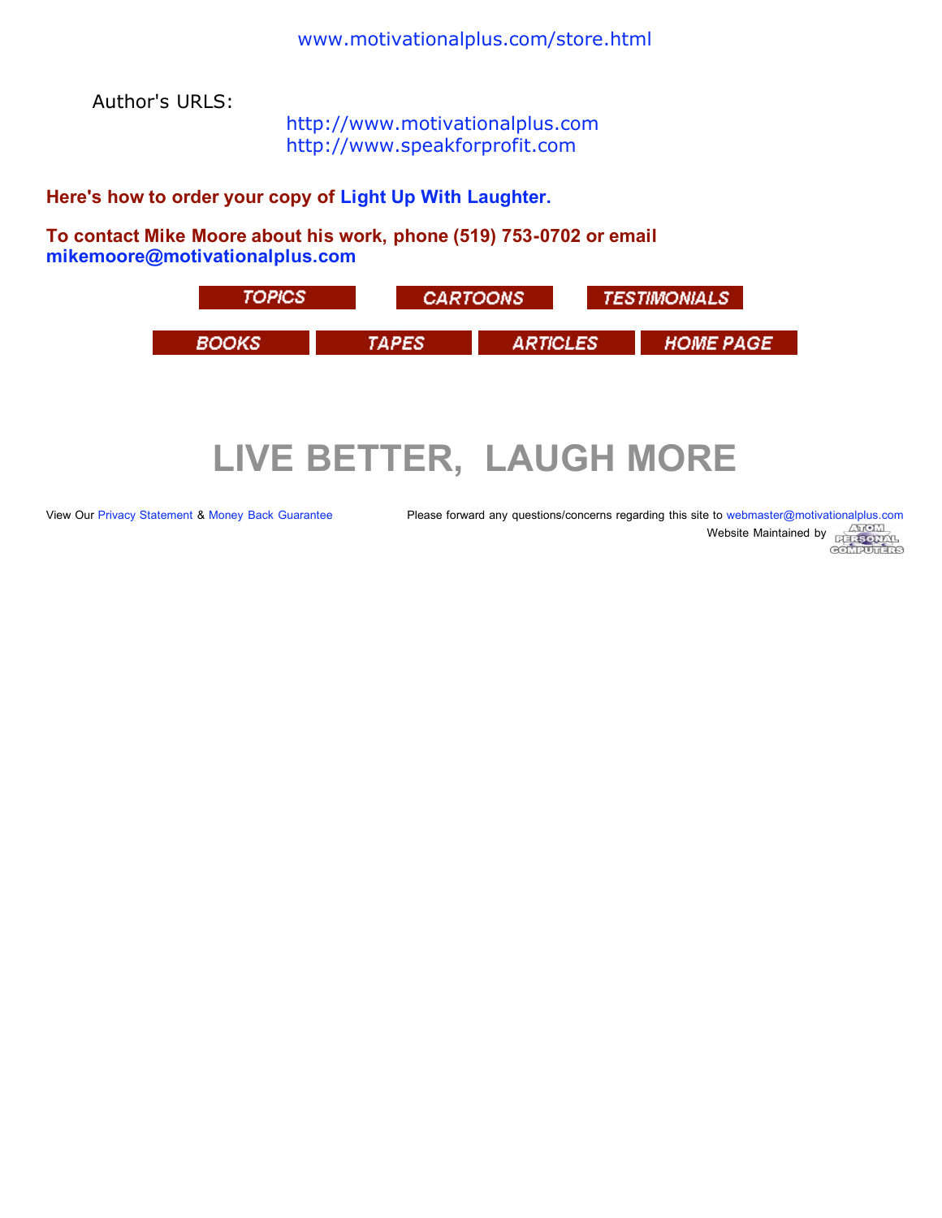www.motivationalplus.com/store.html

Author's URLS:

http://www.motivationalplus.com
http://www.speakforprofit.com

**Here's how to order your copy of Light Up With Laughter.**

**To contact Mike Moore about his work, phone (519) 753-0702 or email mikemoore@motivationalplus.com**

TOPICS | CARTOONS | TESTIMONIALS

BOOKS | TAPES | ARTICLES | HOME PAGE

# LIVE BETTER, LAUGH MORE

View Our Privacy Statement & Money Back Guarantee

Please forward any questions/concerns regarding this site to webmaster@motivationalplus.com

Website Maintained by ATOM PERSONAL COMPUTERS